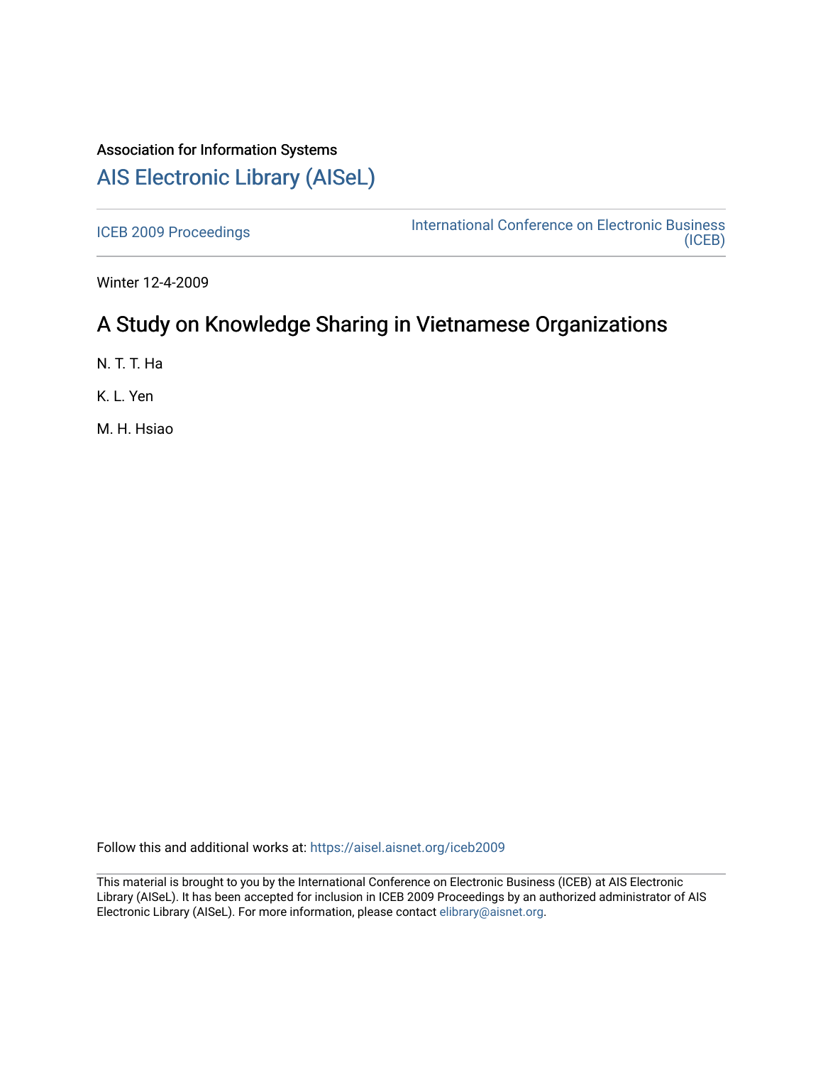Association for Information Systems

# AIS Electronic Library (AISeL)

ICEB 2009 Proceedings

International Conference on Electronic Business (ICEB)

Winter 12-4-2009

## A Study on Knowledge Sharing in Vietnamese Organizations

N. T. T. Ha

K. L. Yen

M. H. Hsiao

Follow this and additional works at: https://aisel.aisnet.org/iceb2009

This material is brought to you by the International Conference on Electronic Business (ICEB) at AIS Electronic Library (AISeL). It has been accepted for inclusion in ICEB 2009 Proceedings by an authorized administrator of AIS Electronic Library (AISeL). For more information, please contact elibrary@aisnet.org.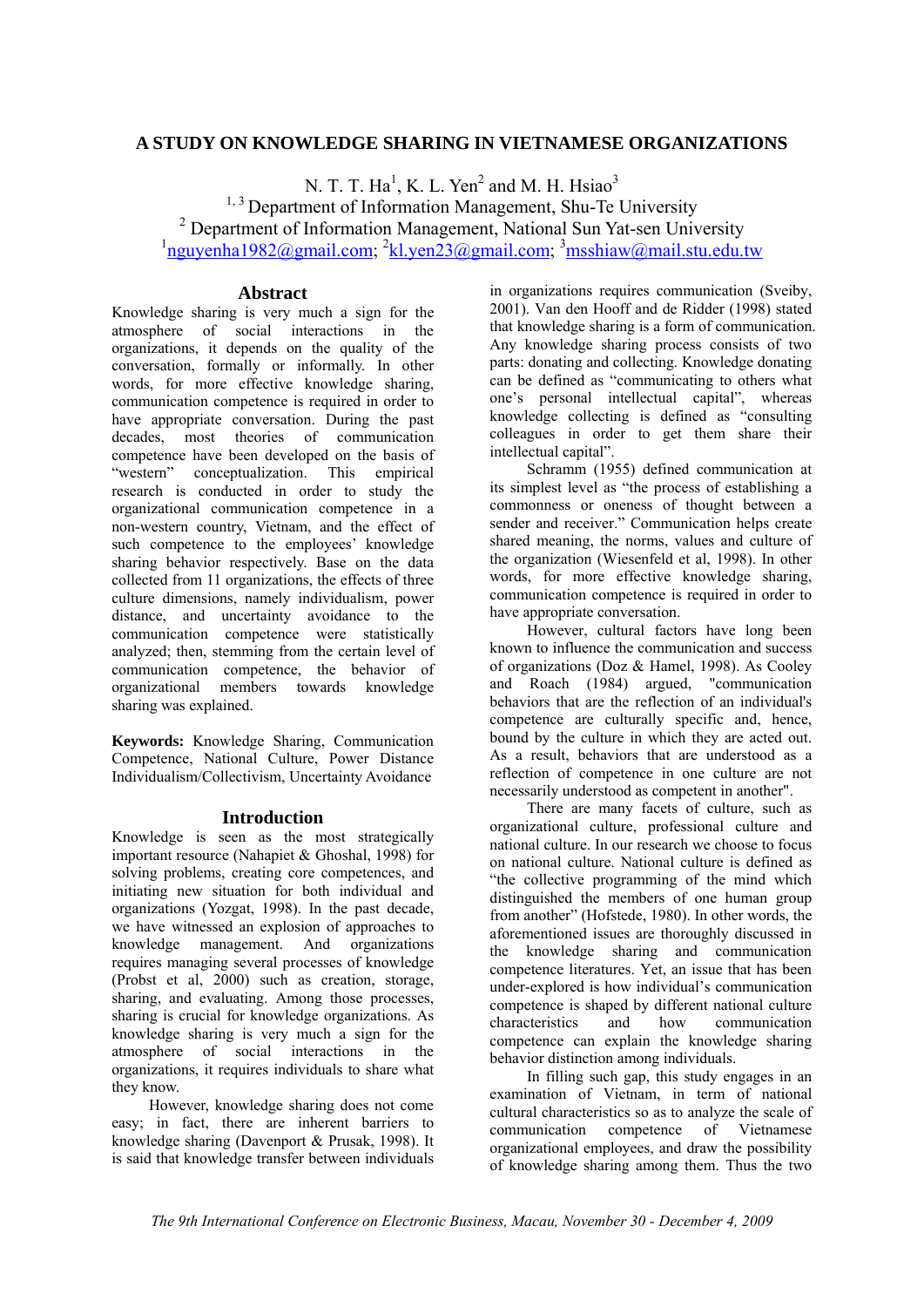# A STUDY ON KNOWLEDGE SHARING IN VIETNAMESE ORGANIZATIONS

N. T. T. Ha[1], K. L. Yen[2] and M. H. Hsiao[3]

[1, 3] Department of Information Management, Shu-Te University

[2] Department of Information Management, National Sun Yat-sen University

[1]nguyenha1982@gmail.com; [2]kl.yen23@gmail.com; [3]msshiaw@mail.stu.edu.tw

## Abstract

Knowledge sharing is very much a sign for the atmosphere of social interactions in the organizations, it depends on the quality of the conversation, formally or informally. In other words, for more effective knowledge sharing, communication competence is required in order to have appropriate conversation. During the past decades, most theories of communication competence have been developed on the basis of "western" conceptualization. This empirical research is conducted in order to study the organizational communication competence in a non-western country, Vietnam, and the effect of such competence to the employees' knowledge sharing behavior respectively. Base on the data collected from 11 organizations, the effects of three culture dimensions, namely individualism, power distance, and uncertainty avoidance to the communication competence were statistically analyzed; then, stemming from the certain level of communication competence, the behavior of organizational members towards knowledge sharing was explained.

**Keywords:** Knowledge Sharing, Communication Competence, National Culture, Power Distance Individualism/Collectivism, Uncertainty Avoidance

## Introduction

Knowledge is seen as the most strategically important resource (Nahapiet & Ghoshal, 1998) for solving problems, creating core competences, and initiating new situation for both individual and organizations (Yozgat, 1998). In the past decade, we have witnessed an explosion of approaches to knowledge management. And organizations requires managing several processes of knowledge (Probst et al, 2000) such as creation, storage, sharing, and evaluating. Among those processes, sharing is crucial for knowledge organizations. As knowledge sharing is very much a sign for the atmosphere of social interactions in the organizations, it requires individuals to share what they know.

However, knowledge sharing does not come easy; in fact, there are inherent barriers to knowledge sharing (Davenport & Prusak, 1998). It is said that knowledge transfer between individuals in organizations requires communication (Sveiby, 2001). Van den Hooff and de Ridder (1998) stated that knowledge sharing is a form of communication. Any knowledge sharing process consists of two parts: donating and collecting. Knowledge donating can be defined as "communicating to others what one's personal intellectual capital", whereas knowledge collecting is defined as "consulting colleagues in order to get them share their intellectual capital".

Schramm (1955) defined communication at its simplest level as "the process of establishing a commonness or oneness of thought between a sender and receiver." Communication helps create shared meaning, the norms, values and culture of the organization (Wiesenfeld et al, 1998). In other words, for more effective knowledge sharing, communication competence is required in order to have appropriate conversation.

However, cultural factors have long been known to influence the communication and success of organizations (Doz & Hamel, 1998). As Cooley and Roach (1984) argued, "communication behaviors that are the reflection of an individual's competence are culturally specific and, hence, bound by the culture in which they are acted out. As a result, behaviors that are understood as a reflection of competence in one culture are not necessarily understood as competent in another".

There are many facets of culture, such as organizational culture, professional culture and national culture. In our research we choose to focus on national culture. National culture is defined as "the collective programming of the mind which distinguished the members of one human group from another" (Hofstede, 1980). In other words, the aforementioned issues are thoroughly discussed in the knowledge sharing and communication competence literatures. Yet, an issue that has been under-explored is how individual's communication competence is shaped by different national culture characteristics and how communication competence can explain the knowledge sharing behavior distinction among individuals.

In filling such gap, this study engages in an examination of Vietnam, in term of national cultural characteristics so as to analyze the scale of communication competence of Vietnamese organizational employees, and draw the possibility of knowledge sharing among them. Thus the two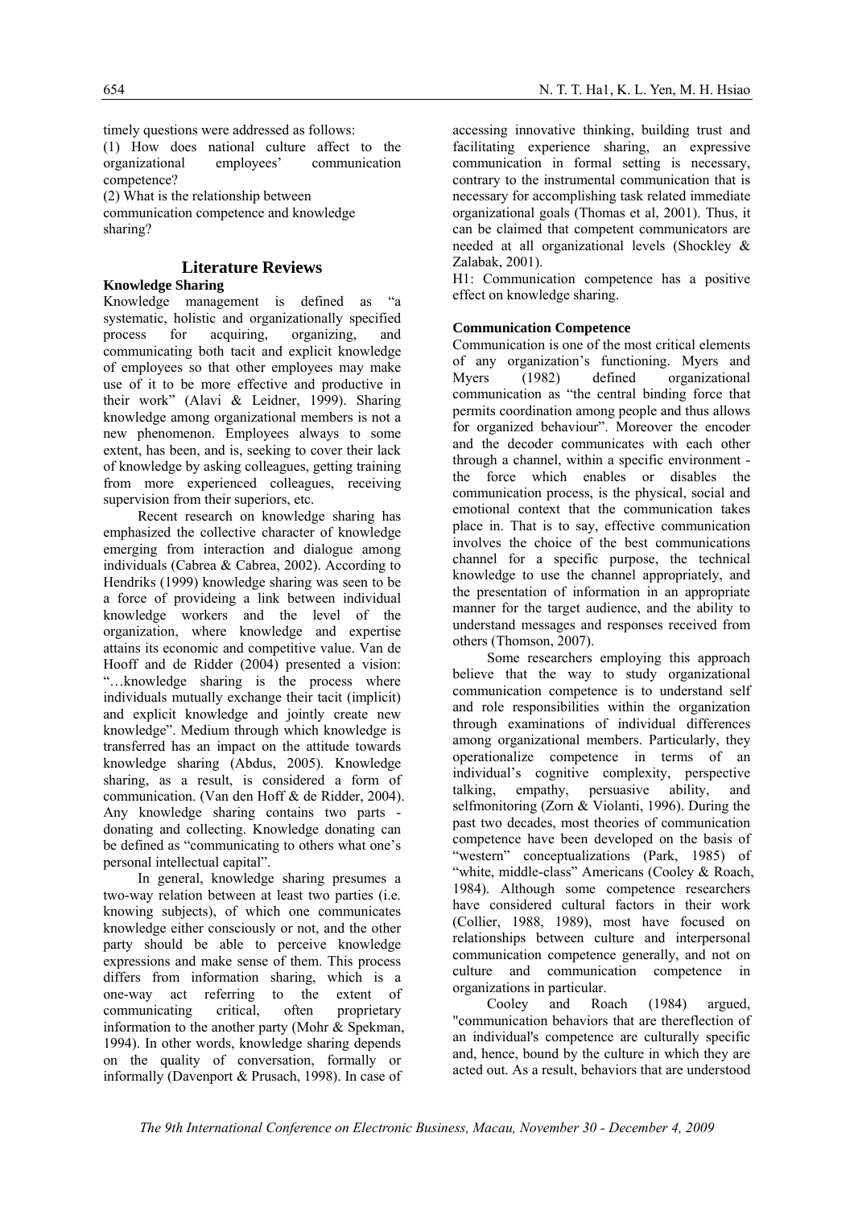timely questions were addressed as follows:

(1) How does national culture affect to the organizational employees' communication competence?

(2) What is the relationship between communication competence and knowledge sharing?

## Literature Reviews

### Knowledge Sharing

Knowledge management is defined as "a systematic, holistic and organizationally specified process for acquiring, organizing, and communicating both tacit and explicit knowledge of employees so that other employees may make use of it to be more effective and productive in their work" (Alavi & Leidner, 1999). Sharing knowledge among organizational members is not a new phenomenon. Employees always to some extent, has been, and is, seeking to cover their lack of knowledge by asking colleagues, getting training from more experienced colleagues, receiving supervision from their superiors, etc.

Recent research on knowledge sharing has emphasized the collective character of knowledge emerging from interaction and dialogue among individuals (Cabrea & Cabrea, 2002). According to Hendriks (1999) knowledge sharing was seen to be a force of provideing a link between individual knowledge workers and the level of the organization, where knowledge and expertise attains its economic and competitive value. Van de Hooff and de Ridder (2004) presented a vision: "…knowledge sharing is the process where individuals mutually exchange their tacit (implicit) and explicit knowledge and jointly create new knowledge". Medium through which knowledge is transferred has an impact on the attitude towards knowledge sharing (Abdus, 2005). Knowledge sharing, as a result, is considered a form of communication. (Van den Hoff & de Ridder, 2004). Any knowledge sharing contains two parts - donating and collecting. Knowledge donating can be defined as "communicating to others what one's personal intellectual capital".

In general, knowledge sharing presumes a two-way relation between at least two parties (i.e. knowing subjects), of which one communicates knowledge either consciously or not, and the other party should be able to perceive knowledge expressions and make sense of them. This process differs from information sharing, which is a one-way act referring to the extent of communicating critical, often proprietary information to the another party (Mohr & Spekman, 1994). In other words, knowledge sharing depends on the quality of conversation, formally or informally (Davenport & Prusach, 1998). In case of accessing innovative thinking, building trust and facilitating experience sharing, an expressive communication in formal setting is necessary, contrary to the instrumental communication that is necessary for accomplishing task related immediate organizational goals (Thomas et al, 2001). Thus, it can be claimed that competent communicators are needed at all organizational levels (Shockley & Zalabak, 2001).

H1: Communication competence has a positive effect on knowledge sharing.

### Communication Competence

Communication is one of the most critical elements of any organization's functioning. Myers and Myers (1982) defined organizational communication as "the central binding force that permits coordination among people and thus allows for organized behaviour". Moreover the encoder and the decoder communicates with each other through a channel, within a specific environment - the force which enables or disables the communication process, is the physical, social and emotional context that the communication takes place in. That is to say, effective communication involves the choice of the best communications channel for a specific purpose, the technical knowledge to use the channel appropriately, and the presentation of information in an appropriate manner for the target audience, and the ability to understand messages and responses received from others (Thomson, 2007).

Some researchers employing this approach believe that the way to study organizational communication competence is to understand self and role responsibilities within the organization through examinations of individual differences among organizational members. Particularly, they operationalize competence in terms of an individual's cognitive complexity, perspective talking, empathy, persuasive ability, and selfmonitoring (Zorn & Violanti, 1996). During the past two decades, most theories of communication competence have been developed on the basis of "western" conceptualizations (Park, 1985) of "white, middle-class" Americans (Cooley & Roach, 1984). Although some competence researchers have considered cultural factors in their work (Collier, 1988, 1989), most have focused on relationships between culture and interpersonal communication competence generally, and not on culture and communication competence in organizations in particular.

Cooley and Roach (1984) argued, "communication behaviors that are thereflection of an individual's competence are culturally specific and, hence, bound by the culture in which they are acted out. As a result, behaviors that are understood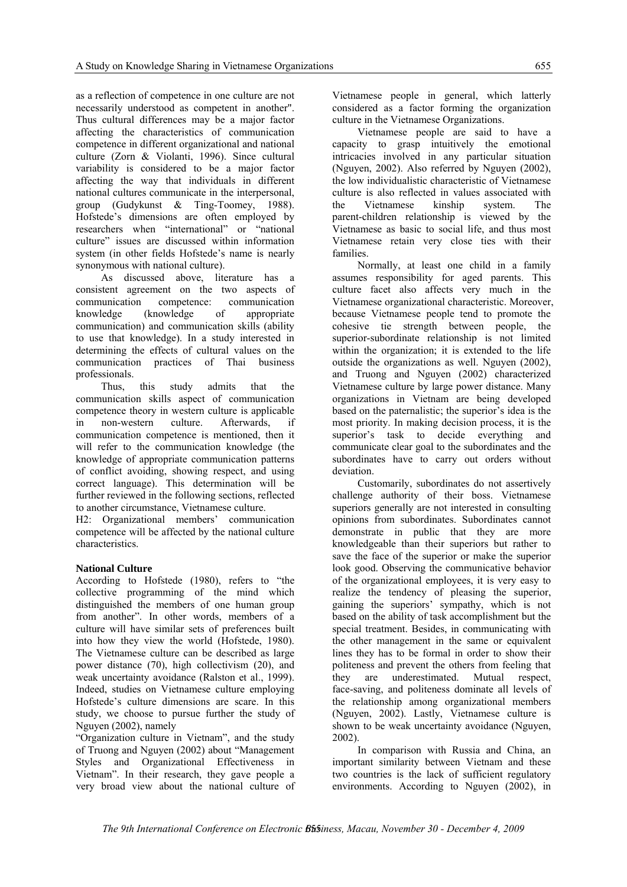as a reflection of competence in one culture are not necessarily understood as competent in another". Thus cultural differences may be a major factor affecting the characteristics of communication competence in different organizational and national culture (Zorn & Violanti, 1996). Since cultural variability is considered to be a major factor affecting the way that individuals in different national cultures communicate in the interpersonal, group (Gudykunst & Ting-Toomey, 1988). Hofstede's dimensions are often employed by researchers when "international" or "national culture" issues are discussed within information system (in other fields Hofstede's name is nearly synonymous with national culture).

As discussed above, literature has a consistent agreement on the two aspects of communication competence: communication knowledge (knowledge of appropriate communication) and communication skills (ability to use that knowledge). In a study interested in determining the effects of cultural values on the communication practices of Thai business professionals.

Thus, this study admits that the communication skills aspect of communication competence theory in western culture is applicable in non-western culture. Afterwards, if communication competence is mentioned, then it will refer to the communication knowledge (the knowledge of appropriate communication patterns of conflict avoiding, showing respect, and using correct language). This determination will be further reviewed in the following sections, reflected to another circumstance, Vietnamese culture.

H2: Organizational members' communication competence will be affected by the national culture characteristics.

**National Culture**

According to Hofstede (1980), refers to "the collective programming of the mind which distinguished the members of one human group from another". In other words, members of a culture will have similar sets of preferences built into how they view the world (Hofstede, 1980). The Vietnamese culture can be described as large power distance (70), high collectivism (20), and weak uncertainty avoidance (Ralston et al., 1999). Indeed, studies on Vietnamese culture employing Hofstede's culture dimensions are scare. In this study, we choose to pursue further the study of Nguyen (2002), namely

"Organization culture in Vietnam", and the study of Truong and Nguyen (2002) about "Management Styles and Organizational Effectiveness in Vietnam". In their research, they gave people a very broad view about the national culture of Vietnamese people in general, which latterly considered as a factor forming the organization culture in the Vietnamese Organizations.

Vietnamese people are said to have a capacity to grasp intuitively the emotional intricacies involved in any particular situation (Nguyen, 2002). Also referred by Nguyen (2002), the low individualistic characteristic of Vietnamese culture is also reflected in values associated with the Vietnamese kinship system. The parent-children relationship is viewed by the Vietnamese as basic to social life, and thus most Vietnamese retain very close ties with their families.

Normally, at least one child in a family assumes responsibility for aged parents. This culture facet also affects very much in the Vietnamese organizational characteristic. Moreover, because Vietnamese people tend to promote the cohesive tie strength between people, the superior-subordinate relationship is not limited within the organization; it is extended to the life outside the organizations as well. Nguyen (2002), and Truong and Nguyen (2002) characterized Vietnamese culture by large power distance. Many organizations in Vietnam are being developed based on the paternalistic; the superior's idea is the most priority. In making decision process, it is the superior's task to decide everything and communicate clear goal to the subordinates and the subordinates have to carry out orders without deviation.

Customarily, subordinates do not assertively challenge authority of their boss. Vietnamese superiors generally are not interested in consulting opinions from subordinates. Subordinates cannot demonstrate in public that they are more knowledgeable than their superiors but rather to save the face of the superior or make the superior look good. Observing the communicative behavior of the organizational employees, it is very easy to realize the tendency of pleasing the superior, gaining the superiors' sympathy, which is not based on the ability of task accomplishment but the special treatment. Besides, in communicating with the other management in the same or equivalent lines they has to be formal in order to show their politeness and prevent the others from feeling that they are underestimated. Mutual respect, face-saving, and politeness dominate all levels of the relationship among organizational members (Nguyen, 2002). Lastly, Vietnamese culture is shown to be weak uncertainty avoidance (Nguyen, 2002).

In comparison with Russia and China, an important similarity between Vietnam and these two countries is the lack of sufficient regulatory environments. According to Nguyen (2002), in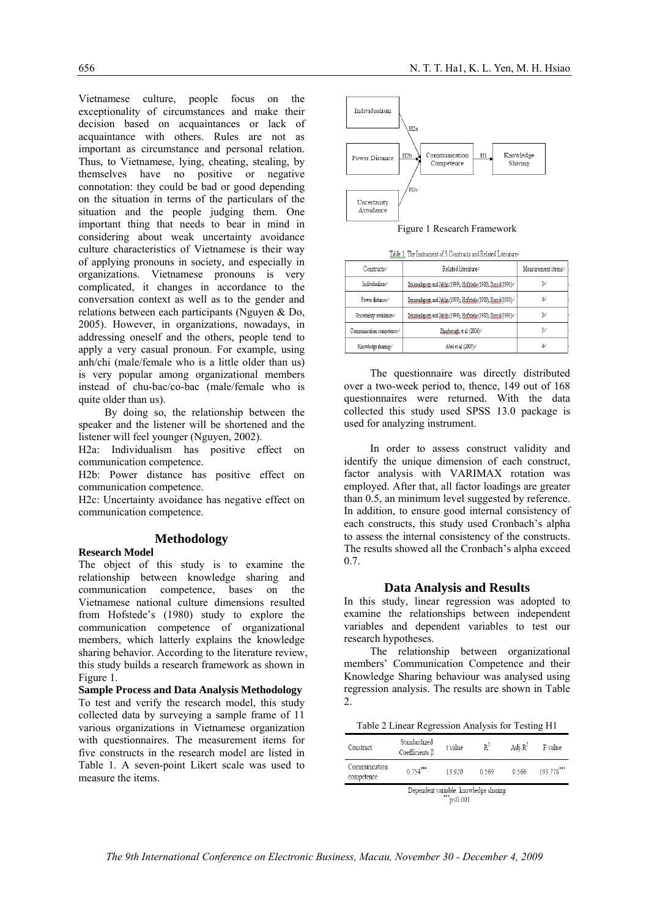Vietnamese culture, people focus on the exceptionality of circumstances and make their decision based on acquaintances or lack of acquaintance with others. Rules are not as important as circumstance and personal relation. Thus, to Vietnamese, lying, cheating, stealing, by themselves have no positive or negative connotation: they could be bad or good depending on the situation in terms of the particulars of the situation and the people judging them. One important thing that needs to bear in mind in considering about weak uncertainty avoidance culture characteristics of Vietnamese is their way of applying pronouns in society, and especially in organizations. Vietnamese pronouns is very complicated, it changes in accordance to the conversation context as well as to the gender and relations between each participants (Nguyen & Do, 2005). However, in organizations, nowadays, in addressing oneself and the others, people tend to apply a very casual pronoun. For example, using anh/chi (male/female who is a little older than us) is very popular among organizational members instead of chu-bac/co-bac (male/female who is quite older than us).

By doing so, the relationship between the speaker and the listener will be shortened and the listener will feel younger (Nguyen, 2002).

H2a: Individualism has positive effect on communication competence.

H2b: Power distance has positive effect on communication competence.

H2c: Uncertainty avoidance has negative effect on communication competence.

## Methodology

**Research Model**

The object of this study is to examine the relationship between knowledge sharing and communication competence, bases on the Vietnamese national culture dimensions resulted from Hofstede's (1980) study to explore the communication competence of organizational members, which latterly explains the knowledge sharing behavior. According to the literature review, this study builds a research framework as shown in Figure 1.

**Sample Process and Data Analysis Methodology**

To test and verify the research model, this study collected data by surveying a sample frame of 11 various organizations in Vietnamese organization with questionnaires. The measurement items for five constructs in the research model are listed in Table 1. A seven-point Likert scale was used to measure the items.

Individualism —H2a→ Communication Competence —H1→ Knowledge Sharing
Power Distance —H2b→ Communication Competence
Uncertainty Avoidance —H2c→ Communication Competence

Figure 1 Research Framework

Table 1. The Instrument of 5 Constructs and Related Literature

| Constructs | Related literature | Measurement items |
|---|---|---|
| Individualism | Srinassadagom and Jablin (1999), Hofstede (1980), Sorrod (1991) | 3 |
| Power distance | Srinassadagom and Jablin (1999), Hofstede (1980), Sorrod (1991) | 4 |
| Uncertainty avoidance | Srinassadagom and Jablin (1999), Hofstede (1980), Sorrod (1991) | 3 |
| Communication competence | Sharbrough et al (2006) | 5 |
| Knowledge sharing | Abel et al (2007) | 4 |

The questionnaire was directly distributed over a two-week period to, thence, 149 out of 168 questionnaires were returned. With the data collected this study used SPSS 13.0 package is used for analyzing instrument.

In order to assess construct validity and identify the unique dimension of each construct, factor analysis with VARIMAX rotation was employed. After that, all factor loadings are greater than 0.5, an minimum level suggested by reference. In addition, to ensure good internal consistency of each constructs, this study used Cronbach's alpha to assess the internal consistency of the constructs. The results showed all the Cronbach's alpha exceed 0.7.

## Data Analysis and Results

In this study, linear regression was adopted to examine the relationships between independent variables and dependent variables to test our research hypotheses.

The relationship between organizational members' Communication Competence and their Knowledge Sharing behaviour was analysed using regression analysis. The results are shown in Table 2.

Table 2 Linear Regression Analysis for Testing H1

| Construct | Standardized Coefficients β | t value | $R^2$ | Adj-$R^2$ | F value |
|---|---|---|---|---|---|
| Communication competence | $0.754^{***}$ | 13.920 | 0.569 | 0.566 | $193.778^{***}$ |

Dependent variable: knowledge sharing

$^{***}p<0.001$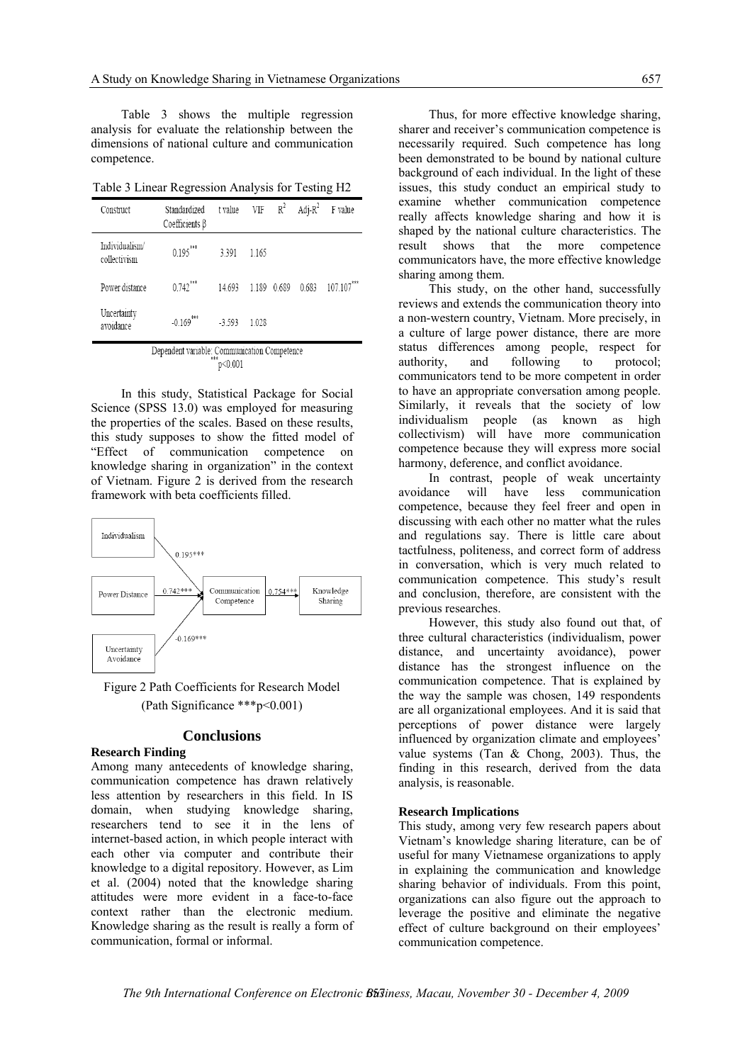Table 3 shows the multiple regression analysis for evaluate the relationship between the dimensions of national culture and communication competence.

Table 3 Linear Regression Analysis for Testing H2

| Construct | Standardized Coefficients β | t value | VIF | $R^2$ | Adj-$R^2$ | F value |
|---|---|---|---|---|---|---|
| Individualism/ collectivism | $0.195^{***}$ | 3.391 | 1.165 | | | |
| Power distance | $0.742^{***}$ | 14.693 | 1.189 | 0.689 | 0.683 | $107.107^{***}$ |
| Uncertainty avoidance | $-0.169^{***}$ | -3.593 | 1.028 | | | |

Dependent variable: Communication Competence
$^{***}p<0.001$

In this study, Statistical Package for Social Science (SPSS 13.0) was employed for measuring the properties of the scales. Based on these results, this study supposes to show the fitted model of "Effect of communication competence on knowledge sharing in organization" in the context of Vietnam. Figure 2 is derived from the research framework with beta coefficients filled.

Figure 2 Path Coefficients for Research Model (Path Significance ***p<0.001)

## Conclusions

### Research Finding

Among many antecedents of knowledge sharing, communication competence has drawn relatively less attention by researchers in this field. In IS domain, when studying knowledge sharing, researchers tend to see it in the lens of internet-based action, in which people interact with each other via computer and contribute their knowledge to a digital repository. However, as Lim et al. (2004) noted that the knowledge sharing attitudes were more evident in a face-to-face context rather than the electronic medium. Knowledge sharing as the result is really a form of communication, formal or informal.

Thus, for more effective knowledge sharing, sharer and receiver's communication competence is necessarily required. Such competence has long been demonstrated to be bound by national culture background of each individual. In the light of these issues, this study conduct an empirical study to examine whether communication competence really affects knowledge sharing and how it is shaped by the national culture characteristics. The result shows that the more competence communicators have, the more effective knowledge sharing among them.

This study, on the other hand, successfully reviews and extends the communication theory into a non-western country, Vietnam. More precisely, in a culture of large power distance, there are more status differences among people, respect for authority, and following to protocol; communicators tend to be more competent in order to have an appropriate conversation among people. Similarly, it reveals that the society of low individualism people (as known as high collectivism) will have more communication competence because they will express more social harmony, deference, and conflict avoidance.

In contrast, people of weak uncertainty avoidance will have less communication competence, because they feel freer and open in discussing with each other no matter what the rules and regulations say. There is little care about tactfulness, politeness, and correct form of address in conversation, which is very much related to communication competence. This study's result and conclusion, therefore, are consistent with the previous researches.

However, this study also found out that, of three cultural characteristics (individualism, power distance, and uncertainty avoidance), power distance has the strongest influence on the communication competence. That is explained by the way the sample was chosen, 149 respondents are all organizational employees. And it is said that perceptions of power distance were largely influenced by organization climate and employees' value systems (Tan & Chong, 2003). Thus, the finding in this research, derived from the data analysis, is reasonable.

### Research Implications

This study, among very few research papers about Vietnam's knowledge sharing literature, can be of useful for many Vietnamese organizations to apply in explaining the communication and knowledge sharing behavior of individuals. From this point, organizations can also figure out the approach to leverage the positive and eliminate the negative effect of culture background on their employees' communication competence.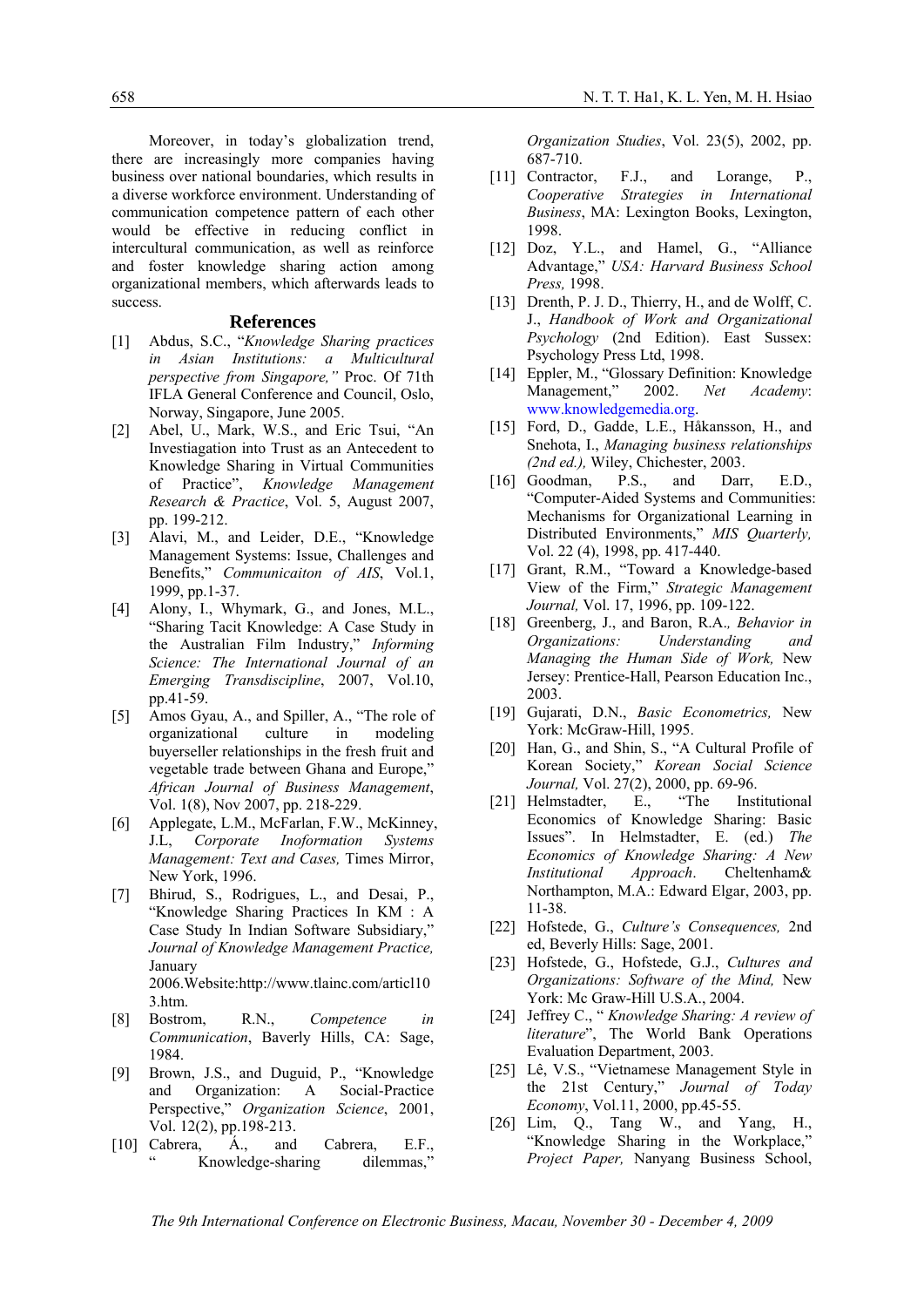Moreover, in today's globalization trend, there are increasingly more companies having business over national boundaries, which results in a diverse workforce environment. Understanding of communication competence pattern of each other would be effective in reducing conflict in intercultural communication, as well as reinforce and foster knowledge sharing action among organizational members, which afterwards leads to success.

## References

[1] Abdus, S.C., "*Knowledge Sharing practices in Asian Institutions: a Multicultural perspective from Singapore,"* Proc. Of 71th IFLA General Conference and Council, Oslo, Norway, Singapore, June 2005.

[2] Abel, U., Mark, W.S., and Eric Tsui, "An Investiagation into Trust as an Antecedent to Knowledge Sharing in Virtual Communities of Practice", *Knowledge Management Research & Practice*, Vol. 5, August 2007, pp. 199-212.

[3] Alavi, M., and Leider, D.E., "Knowledge Management Systems: Issue, Challenges and Benefits," *Communicaiton of AIS*, Vol.1, 1999, pp.1-37.

[4] Alony, I., Whymark, G., and Jones, M.L., "Sharing Tacit Knowledge: A Case Study in the Australian Film Industry," *Informing Science: The International Journal of an Emerging Transdiscipline*, 2007, Vol.10, pp.41-59.

[5] Amos Gyau, A., and Spiller, A., "The role of organizational culture in modeling buyerseller relationships in the fresh fruit and vegetable trade between Ghana and Europe," *African Journal of Business Management*, Vol. 1(8), Nov 2007, pp. 218-229.

[6] Applegate, L.M., McFarlan, F.W., McKinney, J.L, *Corporate Inoformation Systems Management: Text and Cases,* Times Mirror, New York, 1996.

[7] Bhirud, S., Rodrigues, L., and Desai, P., "Knowledge Sharing Practices In KM : A Case Study In Indian Software Subsidiary," *Journal of Knowledge Management Practice,* January 2006.Website:http://www.tlainc.com/articl103.htm.

[8] Bostrom, R.N., *Competence in Communication*, Baverly Hills, CA: Sage, 1984.

[9] Brown, J.S., and Duguid, P., "Knowledge and Organization: A Social-Practice Perspective," *Organization Science*, 2001, Vol. 12(2), pp.198-213.

[10] Cabrera, Á., and Cabrera, E.F., " Knowledge-sharing dilemmas," *Organization Studies*, Vol. 23(5), 2002, pp. 687-710.

[11] Contractor, F.J., and Lorange, P., *Cooperative Strategies in International Business*, MA: Lexington Books, Lexington, 1998.

[12] Doz, Y.L., and Hamel, G., "Alliance Advantage," *USA: Harvard Business School Press,* 1998.

[13] Drenth, P. J. D., Thierry, H., and de Wolff, C. J., *Handbook of Work and Organizational Psychology* (2nd Edition). East Sussex: Psychology Press Ltd, 1998.

[14] Eppler, M., "Glossary Definition: Knowledge Management," 2002. *Net Academy*: www.knowledgemedia.org.

[15] Ford, D., Gadde, L.E., Håkansson, H., and Snehota, I., *Managing business relationships (2nd ed.),* Wiley, Chichester, 2003.

[16] Goodman, P.S., and Darr, E.D., "Computer-Aided Systems and Communities: Mechanisms for Organizational Learning in Distributed Environments," *MIS Quarterly,* Vol. 22 (4), 1998, pp. 417-440.

[17] Grant, R.M., "Toward a Knowledge-based View of the Firm," *Strategic Management Journal,* Vol. 17, 1996, pp. 109-122.

[18] Greenberg, J., and Baron, R.A.*, Behavior in Organizations: Understanding and Managing the Human Side of Work,* New Jersey: Prentice-Hall, Pearson Education Inc., 2003.

[19] Gujarati, D.N., *Basic Econometrics,* New York: McGraw-Hill, 1995.

[20] Han, G., and Shin, S., "A Cultural Profile of Korean Society," *Korean Social Science Journal,* Vol. 27(2), 2000, pp. 69-96.

[21] Helmstadter, E., "The Institutional Economics of Knowledge Sharing: Basic Issues". In Helmstadter, E. (ed.) *The Economics of Knowledge Sharing: A New Institutional Approach*. Cheltenham& Northampton, M.A.: Edward Elgar, 2003, pp. 11-38.

[22] Hofstede, G., *Culture's Consequences,* 2nd ed, Beverly Hills: Sage, 2001.

[23] Hofstede, G., Hofstede, G.J., *Cultures and Organizations: Software of the Mind,* New York: Mc Graw-Hill U.S.A., 2004.

[24] Jeffrey C., " *Knowledge Sharing: A review of literature*", The World Bank Operations Evaluation Department, 2003.

[25] Lê, V.S., "Vietnamese Management Style in the 21st Century," *Journal of Today Economy*, Vol.11, 2000, pp.45-55.

[26] Lim, Q., Tang W., and Yang, H., "Knowledge Sharing in the Workplace," *Project Paper,* Nanyang Business School,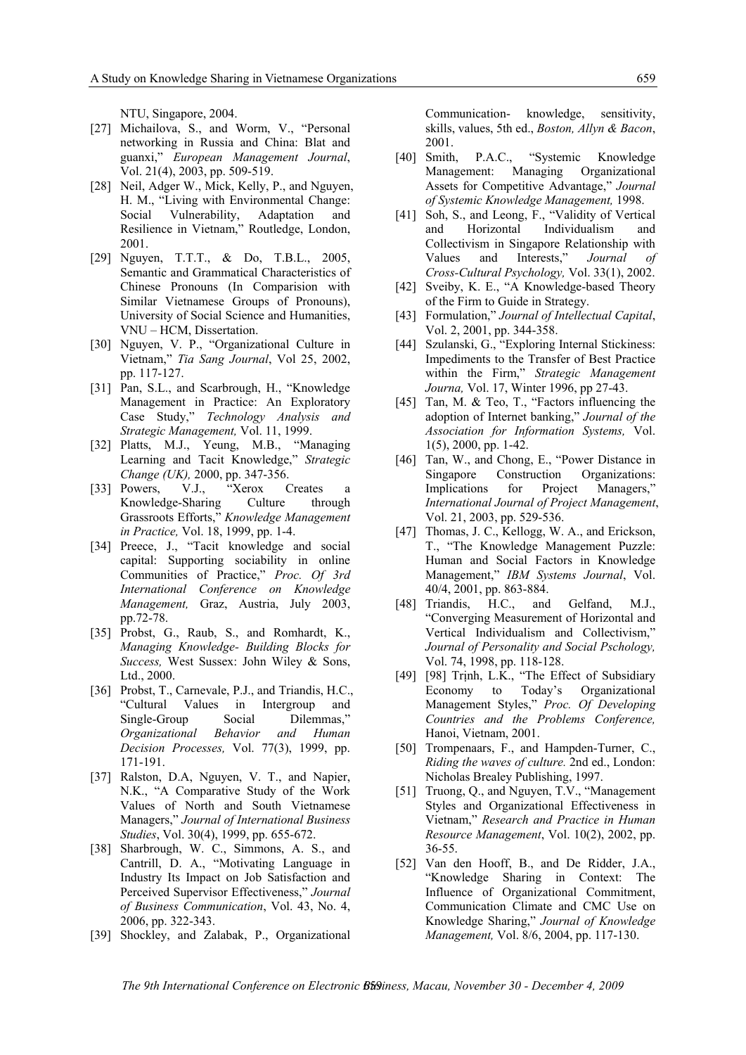NTU, Singapore, 2004.

[27] Michailova, S., and Worm, V., "Personal networking in Russia and China: Blat and guanxi," *European Management Journal*, Vol. 21(4), 2003, pp. 509-519.

[28] Neil, Adger W., Mick, Kelly, P., and Nguyen, H. M., "Living with Environmental Change: Social Vulnerability, Adaptation and Resilience in Vietnam," Routledge, London, 2001.

[29] Nguyen, T.T.T., & Do, T.B.L., 2005, Semantic and Grammatical Characteristics of Chinese Pronouns (In Comparision with Similar Vietnamese Groups of Pronouns), University of Social Science and Humanities, VNU – HCM, Dissertation.

[30] Nguyen, V. P., "Organizational Culture in Vietnam," *Tia Sang Journal*, Vol 25, 2002, pp. 117-127.

[31] Pan, S.L., and Scarbrough, H., "Knowledge Management in Practice: An Exploratory Case Study," *Technology Analysis and Strategic Management,* Vol. 11, 1999.

[32] Platts, M.J., Yeung, M.B., "Managing Learning and Tacit Knowledge," *Strategic Change (UK),* 2000, pp. 347-356.

[33] Powers, V.J., "Xerox Creates a Knowledge-Sharing Culture through Grassroots Efforts," *Knowledge Management in Practice,* Vol. 18, 1999, pp. 1-4.

[34] Preece, J., "Tacit knowledge and social capital: Supporting sociability in online Communities of Practice," *Proc. Of 3rd International Conference on Knowledge Management,* Graz, Austria, July 2003, pp.72-78.

[35] Probst, G., Raub, S., and Romhardt, K., *Managing Knowledge- Building Blocks for Success,* West Sussex: John Wiley & Sons, Ltd., 2000.

[36] Probst, T., Carnevale, P.J., and Triandis, H.C., "Cultural Values in Intergroup and Single-Group Social Dilemmas," *Organizational Behavior and Human Decision Processes,* Vol. 77(3), 1999, pp. 171-191.

[37] Ralston, D.A, Nguyen, V. T., and Napier, N.K., "A Comparative Study of the Work Values of North and South Vietnamese Managers," *Journal of International Business Studies*, Vol. 30(4), 1999, pp. 655-672.

[38] Sharbrough, W. C., Simmons, A. S., and Cantrill, D. A., "Motivating Language in Industry Its Impact on Job Satisfaction and Perceived Supervisor Effectiveness," *Journal of Business Communication*, Vol. 43, No. 4, 2006, pp. 322-343.

[39] Shockley, and Zalabak, P., Organizational Communication- knowledge, sensitivity, skills, values, 5th ed., *Boston, Allyn & Bacon*, 2001.

[40] Smith, P.A.C., "Systemic Knowledge Management: Managing Organizational Assets for Competitive Advantage," *Journal of Systemic Knowledge Management,* 1998.

[41] Soh, S., and Leong, F., "Validity of Vertical and Horizontal Individualism and Collectivism in Singapore Relationship with Values and Interests," *Journal of Cross-Cultural Psychology,* Vol. 33(1), 2002.

[42] Sveiby, K. E., "A Knowledge-based Theory of the Firm to Guide in Strategy.

[43] Formulation," *Journal of Intellectual Capital*, Vol. 2, 2001, pp. 344-358.

[44] Szulanski, G., "Exploring Internal Stickiness: Impediments to the Transfer of Best Practice within the Firm," *Strategic Management Journa,* Vol. 17, Winter 1996, pp 27-43.

[45] Tan, M. & Teo, T., "Factors influencing the adoption of Internet banking," *Journal of the Association for Information Systems,* Vol. 1(5), 2000, pp. 1-42.

[46] Tan, W., and Chong, E., "Power Distance in Singapore Construction Organizations: Implications for Project Managers," *International Journal of Project Management*, Vol. 21, 2003, pp. 529-536.

[47] Thomas, J. C., Kellogg, W. A., and Erickson, T., "The Knowledge Management Puzzle: Human and Social Factors in Knowledge Management," *IBM Systems Journal*, Vol. 40/4, 2001, pp. 863-884.

[48] Triandis, H.C., and Gelfand, M.J., "Converging Measurement of Horizontal and Vertical Individualism and Collectivism," *Journal of Personality and Social Pschology,* Vol. 74, 1998, pp. 118-128.

[49] [98] Trịnh, L.K., "The Effect of Subsidiary Economy to Today's Organizational Management Styles," *Proc. Of Developing Countries and the Problems Conference,* Hanoi, Vietnam, 2001.

[50] Trompenaars, F., and Hampden-Turner, C., *Riding the waves of culture.* 2nd ed., London: Nicholas Brealey Publishing, 1997.

[51] Truong, Q., and Nguyen, T.V., "Management Styles and Organizational Effectiveness in Vietnam," *Research and Practice in Human Resource Management*, Vol. 10(2), 2002, pp. 36-55.

[52] Van den Hooff, B., and De Ridder, J.A., "Knowledge Sharing in Context: The Influence of Organizational Commitment, Communication Climate and CMC Use on Knowledge Sharing," *Journal of Knowledge Management,* Vol. 8/6, 2004, pp. 117-130.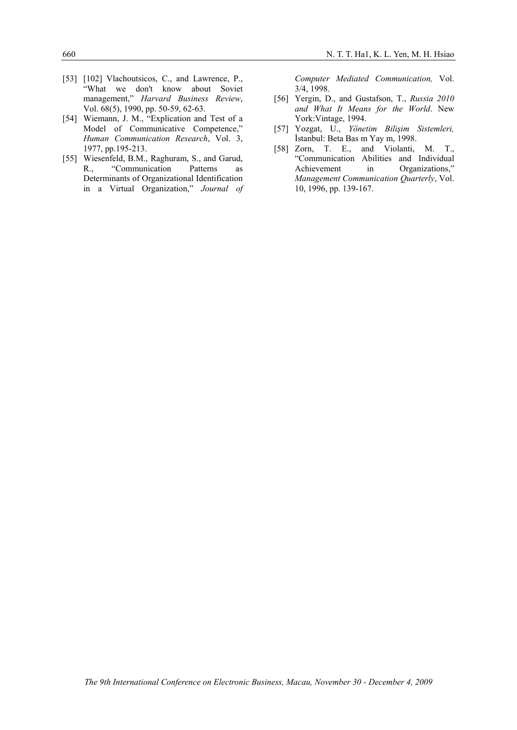[53] [102] Vlachoutsicos, C., and Lawrence, P., "What we don't know about Soviet management," *Harvard Business Review*, Vol. 68(5), 1990, pp. 50-59, 62-63.

[54] Wiemann, J. M., "Explication and Test of a Model of Communicative Competence," *Human Communication Research*, Vol. 3, 1977, pp.195-213.

[55] Wiesenfeld, B.M., Raghuram, S., and Garud, R., "Communication Patterns as Determinants of Organizational Identification in a Virtual Organization," *Journal of Computer Mediated Communication,* Vol. 3/4, 1998.

[56] Yergin, D., and Gustafson, T., *Russia 2010 and What It Means for the World*. New York:Vintage, 1994.

[57] Yozgat, U., *Yönetim Bilişim Sistemleri,* İstanbul: Beta Bas m Yay m, 1998.

[58] Zorn, T. E., and Violanti, M. T., "Communication Abilities and Individual Achievement in Organizations," *Management Communication Quarterly*, Vol. 10, 1996, pp. 139-167.